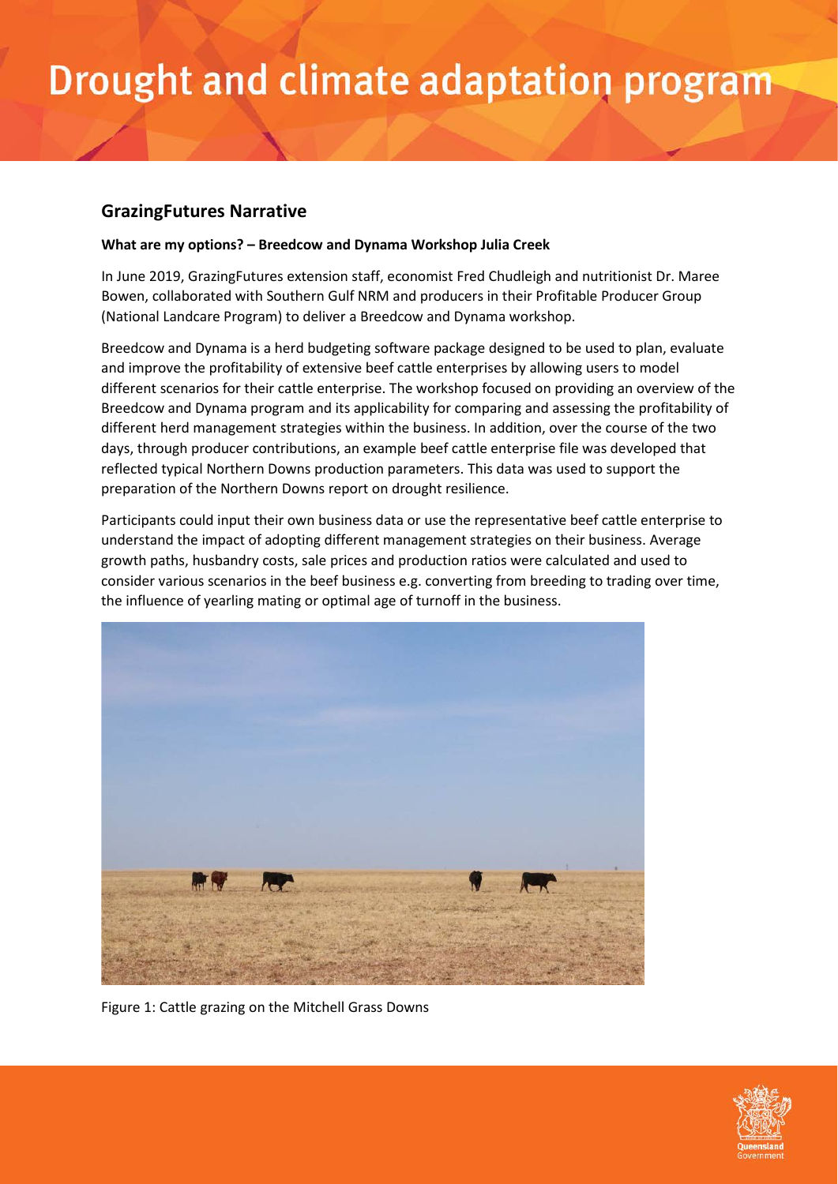# Drought and climate adaptation program

## GrazingFutures Narrative

**What are my options? – Breedcow and Dynama Workshop Julia Creek**

In June 2019, GrazingFutures extension staff, economist Fred Chudleigh and nutritionist Dr. Maree Bowen, collaborated with Southern Gulf NRM and producers in their Profitable Producer Group (National Landcare Program) to deliver a Breedcow and Dynama workshop.

Breedcow and Dynama is a herd budgeting software package designed to be used to plan, evaluate and improve the profitability of extensive beef cattle enterprises by allowing users to model different scenarios for their cattle enterprise. The workshop focused on providing an overview of the Breedcow and Dynama program and its applicability for comparing and assessing the profitability of different herd management strategies within the business. In addition, over the course of the two days, through producer contributions, an example beef cattle enterprise file was developed that reflected typical Northern Downs production parameters. This data was used to support the preparation of the Northern Downs report on drought resilience.

Participants could input their own business data or use the representative beef cattle enterprise to understand the impact of adopting different management strategies on their business. Average growth paths, husbandry costs, sale prices and production ratios were calculated and used to consider various scenarios in the beef business e.g. converting from breeding to trading over time, the influence of yearling mating or optimal age of turnoff in the business.

Figure 1: Cattle grazing on the Mitchell Grass Downs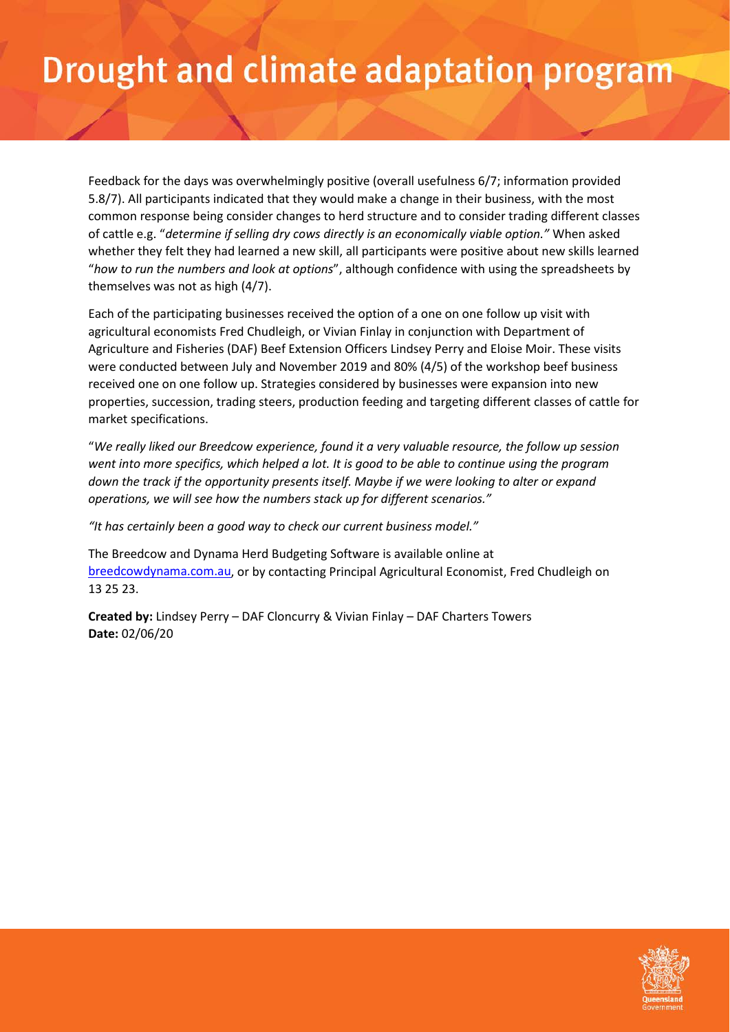Feedback for the days was overwhelmingly positive (overall usefulness 6/7; information provided 5.8/7). All participants indicated that they would make a change in their business, with the most common response being consider changes to herd structure and to consider trading different classes of cattle e.g. "*determine if selling dry cows directly is an economically viable option.*" When asked whether they felt they had learned a new skill, all participants were positive about new skills learned "*how to run the numbers and look at options*", although confidence with using the spreadsheets by themselves was not as high (4/7).

Each of the participating businesses received the option of a one on one follow up visit with agricultural economists Fred Chudleigh, or Vivian Finlay in conjunction with Department of Agriculture and Fisheries (DAF) Beef Extension Officers Lindsey Perry and Eloise Moir. These visits were conducted between July and November 2019 and 80% (4/5) of the workshop beef business received one on one follow up. Strategies considered by businesses were expansion into new properties, succession, trading steers, production feeding and targeting different classes of cattle for market specifications.

"*We really liked our Breedcow experience, found it a very valuable resource, the follow up session went into more specifics, which helped a lot. It is good to be able to continue using the program down the track if the opportunity presents itself. Maybe if we were looking to alter or expand operations, we will see how the numbers stack up for different scenarios.*"

*"It has certainly been a good way to check our current business model."*

The Breedcow and Dynama Herd Budgeting Software is available online at [breedcowdynama.com.au](breedcowdynama.com.au), or by contacting Principal Agricultural Economist, Fred Chudleigh on 13 25 23.

**Created by:** Lindsey Perry – DAF Cloncurry & Vivian Finlay – DAF Charters Towers
**Date:** 02/06/20